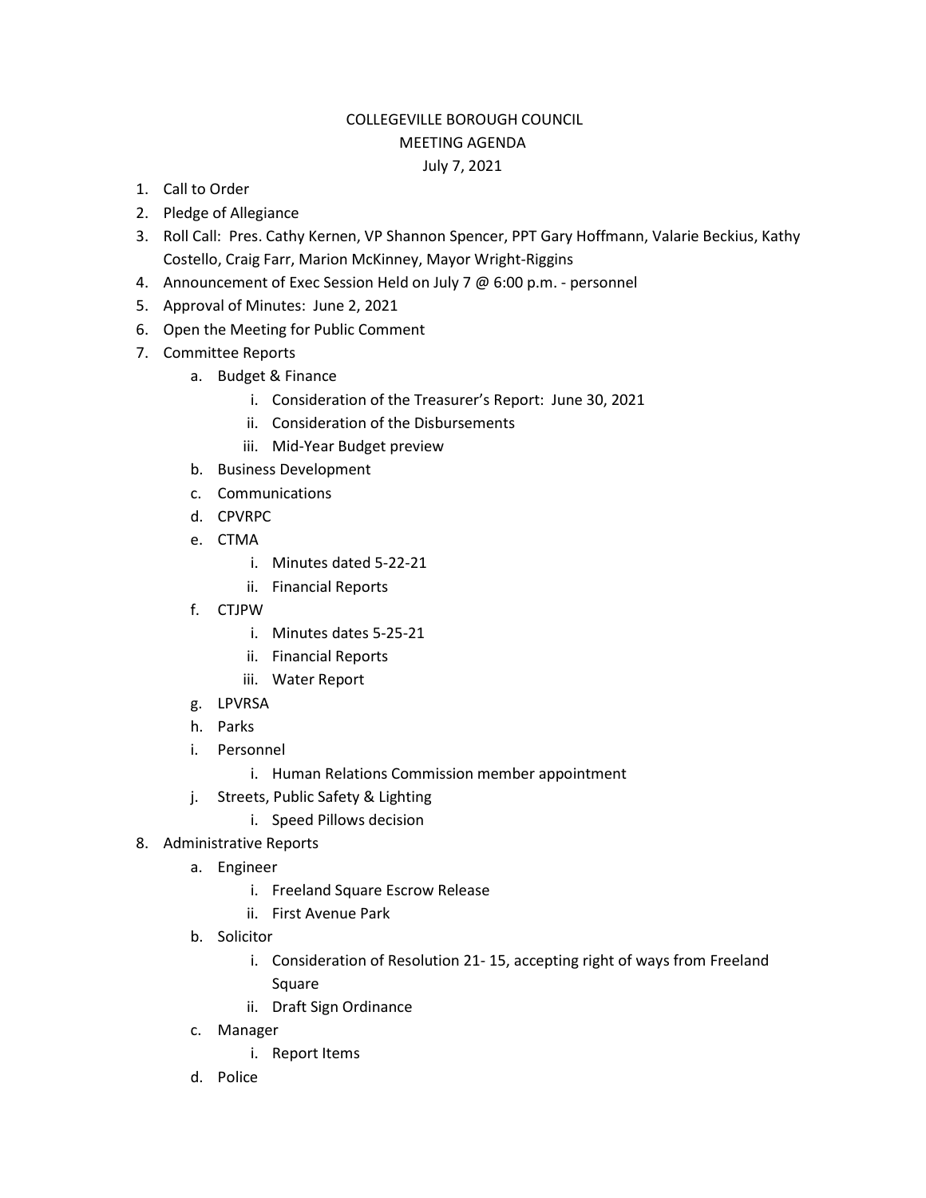# COLLEGEVILLE BOROUGH COUNCIL
## MEETING AGENDA
### July 7, 2021

1. Call to Order
2. Pledge of Allegiance
3. Roll Call: Pres. Cathy Kernen, VP Shannon Spencer, PPT Gary Hoffmann, Valarie Beckius, Kathy Costello, Craig Farr, Marion McKinney, Mayor Wright-Riggins
4. Announcement of Exec Session Held on July 7 @ 6:00 p.m. - personnel
5. Approval of Minutes: June 2, 2021
6. Open the Meeting for Public Comment
7. Committee Reports
   a. Budget & Finance
      i. Consideration of the Treasurer's Report: June 30, 2021
      ii. Consideration of the Disbursements
      iii. Mid-Year Budget preview
   b. Business Development
   c. Communications
   d. CPVRPC
   e. CTMA
      i. Minutes dated 5-22-21
      ii. Financial Reports
   f. CTJPW
      i. Minutes dates 5-25-21
      ii. Financial Reports
      iii. Water Report
   g. LPVRSA
   h. Parks
   i. Personnel
      i. Human Relations Commission member appointment
   j. Streets, Public Safety & Lighting
      i. Speed Pillows decision
8. Administrative Reports
   a. Engineer
      i. Freeland Square Escrow Release
      ii. First Avenue Park
   b. Solicitor
      i. Consideration of Resolution 21- 15, accepting right of ways from Freeland Square
      ii. Draft Sign Ordinance
   c. Manager
      i. Report Items
   d. Police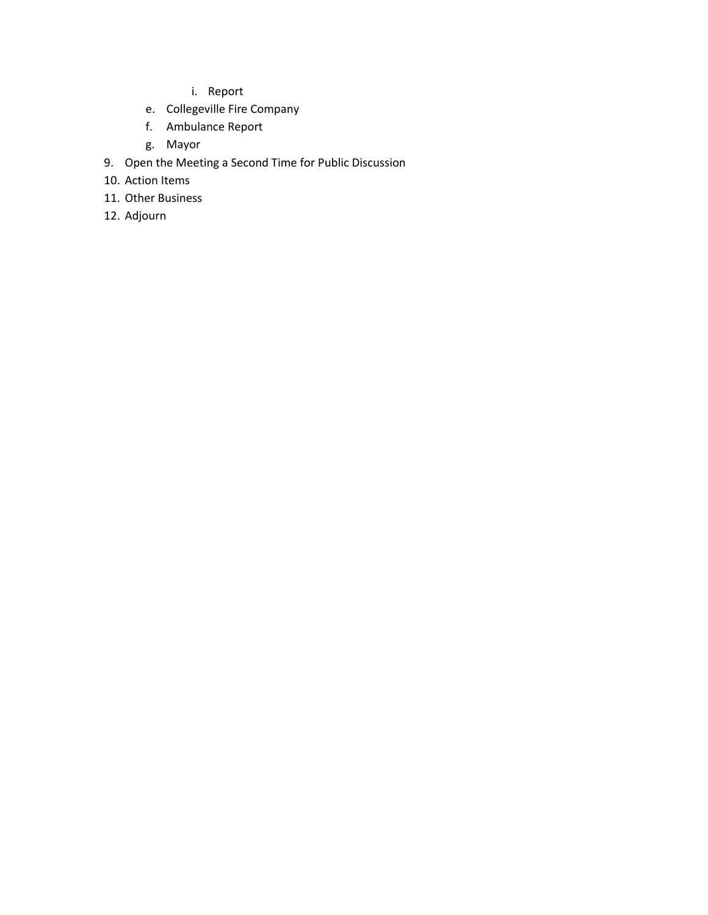i. Report
    e. Collegeville Fire Company
    f. Ambulance Report
    g. Mayor
9. Open the Meeting a Second Time for Public Discussion
10. Action Items
11. Other Business
12. Adjourn